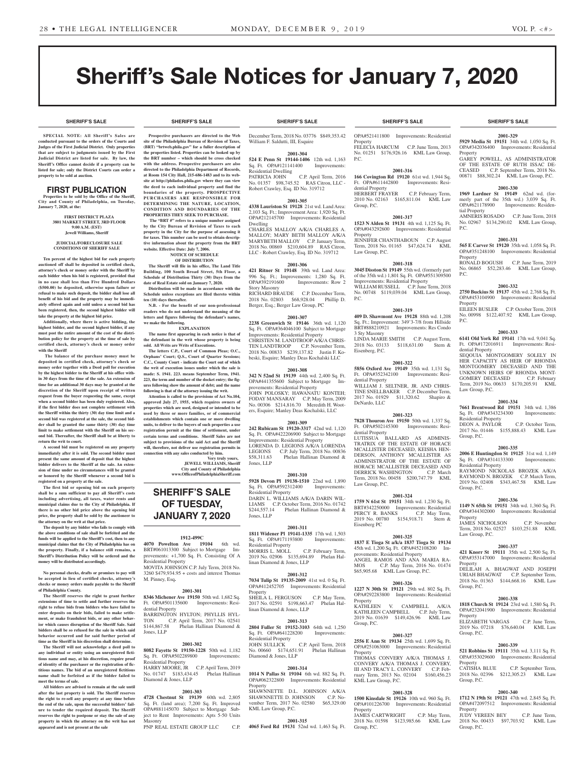# Sheriff's Sale Notices for January 7, 2020

## SHERIFF'S SALE

**SPECIAL NOTE: All Sheriff's Sales are conducted pursuant to the orders of the Courts and Judges of the First Judicial District. Only properties that are subject to judgments issued by the First Judicial District are listed for sale. By law, the Sheriff's Office cannot decide if a property can be listed for sale; only the District Courts can order a property to be sold at auction.**

## FIRST PUBLICATION

**Properties to be sold by the Office of the Sheriff, City and County of Philadelphia, on Tuesday, January 7, 2020, at the:**

**FIRST DISTRICT PLAZA**
**3801 MARKET STREET, 3RD FLOOR**
**9:00 A.M. (EST)**
**Jewell Williams, Sheriff**

**JUDICIAL/FORECLOSURE SALE CONDITIONS OF SHERIFF SALE**

**Ten percent of the highest bid for each property auctioned off shall be deposited in certified check, attorney's check or money order with the Sheriff by each bidder when his bid is registered, provided that in no case shall less than Five Hundred Dollars ($500.00) be deposited, otherwise upon failure or refusal to make such deposit, the bidder shall lose all benefit of his bid and the property may be immediately offered again and sold unless a second bid has been registered, then, the second highest bidder will take the property at the highest bid price.**

**Additionally, where there is active bidding, the highest bidder, and the second highest bidder, if any must post the entire amount of the cost of the distribution policy for the property at the time of sale by certified check, attorney's check or money order with the Sheriff**

**The balance of the purchase money must be deposited in certified check, attorney's check or money order together with a Deed poll for execution by the highest bidder to the Sheriff at his office within 30 days from the time of the sale. An extension of time for an additional 30 days may be granted at the discretion of the Sheriff upon receipt of written request from the buyer requesting the same, except when a second bidder has been duly registered. Also, if the first bidder does not complete settlement with the Sheriff within the thirty (30) day time limit and a second bid was registered at the sale, the second bidder shall be granted the same thirty (30) day time limit to make settlement with the Sheriff on his second bid. Thereafter, the Sheriff shall be at liberty to return the writ to court.**

**A second bid must be registered on any property immediately after it is sold. The second bidder must present the same amount of deposit that the highest bidder delivers to the Sheriff at the sale. An extension of time under no circumstances will be granted or honored by the Sheriff whenever a second bid is registered on a property at the sale.**

**The first bid or opening bid on each property shall be a sum sufficient to pay all Sheriff's costs including advertising, all taxes, water rents and municipal claims due to the City of Philadelphia. If there is no other bid price above the opening bid price, the property shall be sold by the auctioneer to the attorney on the writ at that price.**

**The deposit by any bidder who fails to comply with the above conditions of sale shall be forfeited and the funds will be applied to the Sheriff's cost, then to any municipal claims that the City of Philadelphia has on the property. Finally, if a balance still remains, a Sheriff's Distribution Policy will be ordered and the money will be distributed accordingly.**

**No personal checks, drafts or promises to pay will be accepted in lieu of certified checks, attorney's checks or money orders made payable to the Sheriff of Philadelphia County.**

**The Sheriff reserves the right to grant further extensions of time to settle and further reserves the right to refuse bids from bidders who have failed to enter deposits on their bids, failed to make settlement, or make fraudulent bids, or any other behavior which causes disruption of the Sheriff Sale. Said bidders shall be so refused for the sale in which said behavior occurred and for said further period of time as the Sheriff in his discretion shall determine.**

**The Sheriff will not acknowledge a deed poll to any individual or entity using an unregistered fictitious name and may, at his discretion, require proof of identity of the purchaser or the registration of fictitious names. The bid of an unregistered fictitious name shall be forfeited as if the bidder failed to meet the terms of sale.**

**All bidders are advised to remain at the sale until after the last property is sold. The Sheriff reserves the right to re-sell any property at any time before the end of the sale, upon the successful bidders' failure to tender the required deposit. The Sheriff reserves the right to postpone or stay the sale of any property in which the attorney on the writ has not appeared and is not present at the sale**

**Prospective purchasers are directed to the Web site of the Philadelphia Bureau of Revision of Taxes, (BRT) "brtweb.phila.gov" for a fuller description of the properties listed. Properties can be looked up by the BRT number – which should be cross checked with the address. Prospective purchasers are also directed to the Philadelphia Department of Records, at Room 154 City Hall, 215-686-1483 and to its website at http://philadox.phila.gov where they can view the deed to each individual property and find the boundaries of the property. PROSPECTIVE PURCHASERS ARE RESPONSIBLE FOR DETERMINING THE NATURE, LOCATION, CONDITION AND BOUNDARIES OF THE PROPERTIES THEY SEEK TO PURCHASE.**

**The "BRT #" refers to a unique number assigned by the City Bureau of Revision of Taxes to each property in the City for the purpose of assessing it for taxes. This number can be used to obtain descriptive information about the property from the BRT website. Effective Date: July 7, 2006.**

**NOTICE OF SCHEDULE OF DISTRIBUTION**

**The Sheriff will file in his office, The Land Title Building, 100 South Broad Street, 5th Floor, a Schedule of Distribution Thirty (30) Days from the date of Real Estate sold on January 7, 2020.**

**Distribution will be made in accordance with the Schedule unless exceptions are filed thereto within ten (10) days thereafter.**

**N.B. - For the benefit of our non-professional readers who do not understand the meaning of the letters and figures following the defendant's names, we make the following.**

**EXPLANATION**

**The name first appearing in each notice is that of the defendant in the writ whose property is being sold. All Writs are Writs of Executions.**

**The letters C.P., Court of Common Pleas; O.C., Orphans' Court; Q.S., Court of Quarter Sessions; C.C., County Court - indicate the Court out of which the writ of execution issues under which the sale is made: S. 1941. 223. means September Term, 1941. 223, the term and number of the docket entry; the figures following show the amount of debt; and the name following is that of the attorney issuing the writ.**

**Attention is called to the provisions of Act No.104, approved July 27, 1955, which requires owners of properties which are used, designed or intended to be used by three or more families, or of commercial establishments which contain one or more dwelling units, to deliver to the buyers of such properties a use registration permit at the time of settlement, under certain terms and conditions. Sheriff Sales are not subject to provisions of the said Act and the Sheriff will, therefore, not deliver use registration permits in connection with any sales conducted by him.**

**Very truly yours,**
**JEWELL WILLIAMS, Sheriff**
**City and County of Philadelphia**
**www.OfficeofPhiladelphiaSheriff.com**

## SHERIFF'S SALE OF TUESDAY, JANUARY 7, 2020

**1912-499C**

**4070 Powelton Ave 19104** 6th wd. BRT#061013300 Subject to Mortgage Improvements: +1,700 Sq. Ft. Consisting Of A Residential Property
MOVITA JOHNSON C.P. July Term, 2018 No. 3260 $479,934.95 + costs and interest Thomas M. Pinney, Esq.

**2001-301**

**8346 Michener Ave 19150** 50th wd. 1,682 Sq. Ft. OPA#501335600 Improvements: Residential Property
BARRINGTON HYLTON; PHYLLIS HYLTON C.P. April Term, 2017 No. 02541 $144,867.58 Phelan Hallinan Diamond & Jones, LLP

**2001-302**

**8082 Fayette St 19150-1228** 50th wd. 1,182 Sq. Ft. OPA#502289800 Improvements: Residential Property
HARRY MOORE, JR C.P. April Term, 2019 No. 01747 $183,434.45 Phelan Hallinan Diamond & Jones, LLP

**2001-303**

**4728 Chestnut St 19139** 60th wd. 2,805 Sq. Ft. (land area); 7,200 Sq. Ft. Improved OPA#881145070 Subject to Mortgage Subject to Rent Improvements: Apts 5-50 Units Masonry
PNP REAL ESTATE GROUP LLC C.P. December Term, 2018 No. 03776 $849,353.42 William F. Saldutti, III, Esquire

**2001-304**

**524 E Penn St 19144-1406** 12th wd. 1,163 Sq. Ft. OPA#121141400 Improvements: Residential Dwelling
PATRICIA JOHN C.P. April Term, 2016 No. 01357 $98,745.52 RAS Citron, LLC - Robert Crawley, Esq. ID No. 319712

**2001-305**

**4338 Lauriston St 19128** 21st wd. Land Area: 2,103 Sq. Ft.; Improvement Area: 1,920 Sq. Ft. OPA#212145700 Improvements: Residential Dwelling
CHARLES MALLOY A/K/A CHARLES A. MALLOY; MARY BETH MALLOY A/K/A MARYBETH MALLOY C.P. January Term, 2018 No. 00869 $210,604.89 RAS Citron, LLC - Robert Crawley, Esq. ID No. 319712

**2001-306**

**421 Ritner St 19148** 39th wd. Land Area: 996 Sq. Ft.; Improvements: 1,280 Sq. Ft. OPA#392191600 Improvements: Row 2 Story Masonry
RICHARD BRAUDE C.P. December Term, 2018 No. 02803 $68,928.04 Phillip D. Berger, Esq.; Berger Law Group, PC

**2001-307**

**2238 Greenwich St 19146** 36th wd. 1,120 Sq. Ft. OPA#364046100 Subject to Mortgage Improvements: Residential Property
CHRISTEN M. LANDTROOP A/K/A CHRISTEN LANDTROOP C.P. November Term, 2018 No. 00833 $239,137.82 Justin F. Kobeski, Esquire; Manley Deas Kochalski LLC

**2001-308**

**342 N 52nd St 19139** 44th wd. 2,400 Sq. Ft. OPA#441355600 Subject to Mortgage Improvements: Residential Property
JOHN POLOSKY; HAWANATU KONTEH; FODAY MANSARAY C.P. May Term, 2009 No. 00306 $214,816.70 Meredith H. Wooters, Esquire; Manley Deas Kochalski LLC

**2001-309**

**242 Rubicam St 19120-3317** 42nd wd. 1,120 Sq. Ft. OPA#422206900 Subject to Mortgage Improvements: Residential Property
LORENDA D. LEGIONS A/K/A LORENDA LEGIONS C.P. July Term, 2018 No. 00836 $58,311.63 Phelan Hallinan Diamond & Jones, LLP

**2001-310**

**5928 Devon Pl 19138-1510** 22nd wd. 1,890 Sq. Ft. OPA#592312400 Improvements: Residential Property
DARIN L. WILLIAMS A/K/A DARIN WILLIAMS C.P. October Term, 2016 No. 01742 $244,557.14 Phelan Hallinan Diamond & Jones, LLP

**2001-311**

**1811 Widener Pl 19141-1335** 17th wd. 1,503 Sq. Ft. OPA#171193800 Improvements: Residential Property
MORRIS L. MOLL C.P. February Term, 2019 No. 02906 $135,694.89 Phelan Hallinan Diamond & Jones, LLP

**2001-312**

**7034 Tulip St 19135-2009** 41st wd. 0 Sq. Ft. OPA#412452705 Improvements: Residential Property
SHEILA L. FERGUSON C.P. May Term, 2017 No. 02591 $198,663.47 Phelan Hallinan Diamond & Jones, LLP

**2001-313**

**2804 Fuller St 19152-3103** 64th wd. 1,250 Sq. Ft. OPA#641228200 Improvements: Residential Property
JOHN SULLICK C.P. April Term, 2018 No. 00660 $174,651.91 Phelan Hallinan Diamond & Jones, LLP

**2001-314**

**1014 N Pallas St 19104** 6th wd. 882 Sq. Ft. OPA#062322800 Improvements: Residential Property
SHAWNNETTE D.L. JOHNSON A/K/A SHAWNNETTE D. JOHNSON C.P. November Term, 2017 No. 02580 $65,329.00 KML Law Group, P.C.

**2001-315**

**4065 Ford Rd 19131** 52nd wd. 1,463 Sq. Ft. OPA#521411800 Improvements: Residential Property
FELECIA HARCUM C.P. June Term, 2013 No. 01251 $176,926.16 KML Law Group, P.C.

**2001-316**

**166 Covington Rd 19120** 61st wd. 1,944 Sq. Ft. OPA#611442800 Improvements: Residential Property
HERBERT FRAYER C.P. February Term, 2010 No. 02163 $165,811.04 KML Law Group, P.C.

**2001-317**

**1523 N Alden St 19131** 4th wd. 1,125 Sq. Ft. OPA#043292600 Improvements: Residential Property
JENNIFER CHANTHABOUN C.P. August Term, 2018 No. 01165 $47,624.74 KML Law Group, P.C.

**2001-318**

**3045 Disston St 19149** 55th wd. (formerly part of the 35th wd.) 1,801 Sq. Ft. OPA#551309500 Improvements: Residential Property
WILLIAM RUSSELL C.P. June Term, 2018 No. 00748 $119,039.04 KML Law Group, P.C.

**2001-319**

**409 D. Shawmont Ave 19128** 88th wd. 1,208 Sq. Ft.; Improvement: 349'3-7/8 from Hillside BRT#888210921 Improvements: Res Condo 3 Sty Masonry
LINDA MARIE SMITH C.P. August Term, 2018 No. 03133 $118,631.00 Stern & Eisenberg, P.C.

**2001-322**

**5856 Oxford Ave 19149** 35th wd. 1,131 Sq. Ft. OPA#352342100 Improvements: Residential Property
WILLIAM J. SELTNER, JR. AND CHRISTINE SNELLBAKER C.P. December Term, 2017 No. 01929 $11,320.62 Shapiro & DeNardo, LLC

**2001-323**

**7828 Thouron Ave 19150** 50th wd. 1,337 Sq. Ft. OPA#502145300 Improvements: Residential Property
LUTISSUA BALLARD AS ADMINISTRATRIX OF THE ESTATE OF HORACE MCALLISTER DECEASED, KEISHA HENDERSON, ANTHONY MCALLISTER AS ADMINISTRATOR OF THE ESTATE OF HORACE MCALLISTER DECEASED AND DERRICK WASHINGTON C.P. March Term, 2018 No. 00458 $200,747.79 KML Law Group, P.C.

**2001-324**

**1759 N 61st St 19151** 34th wd. 1,230 Sq. Ft. BRT#342250000 Improvements: Residential Property
PERCY R. BANKS C.P. May Term, 2019 No. 00780 $154,918.71 Stern & Eisenberg PC

**2001-325**

**1837 E Tioga St a/k/a 1837 Tioga St 19134** 45th wd. 1,200 Sq. Ft. OPA#452108200 Improvements: Residential Property
ANGEL RAMOS AND ANA MARIA RAMOS C.P. May Term, 2016 No. 01474 $65,905.68 KML Law Group, P.C.

**2001-326**

**1227 N 30th St 19121** 29th wd. 802 Sq. Ft. OPA#292283800 Improvements: Residential Property
KATHLEEN V. CAMPBELL A/K/A KATHLEEN CAMPBELL C.P. July Term, 2019 No. 01639 $149,426.96 KML Law Group, P.C.

**2001-327**

**2556 E Ann St 19134** 25th wd. 1,699 Sq. Ft. OPA#251063000 Improvements: Residential Property
THOMAS CONVERY A/K/A THOMAS J. CONVERY A/K/A THOMAS J. CONVERY, III AND TRACY L. CONVERY C.P. February Term, 2013 No. 02104 $160,456.23 KML Law Group, P.C.

**2001-328**

**1500 Kinsdale St 19126** 10th wd. 960 Sq. Ft. OPA#101260700 Improvements: Residential Property
JAMES CARTWRIGHT C.P. May Term, 2018 No. 01598 $123,985.66 KML Law Group, P.C.

**2001-329**

**5929 Media St 19151** 34th wd. 1,050 Sq. Ft. OPA#342036400 Improvements: Residential Property
GAREY POWELL, AS ADMINISTRATOR OF THE ESTATE OF RUTH ISSAC DECEASED C.P. September Term, 2018 No. 00871 $88,302.24 KML Law Group, P.C.

**2001-330**

**1969 Lardner St 19149** 62nd wd. (formerly part of the 35th wd.) 3,039 Sq. Ft. OPA#621178900 Improvements: Residential Property
AMNERIS ROSADO C.P. June Term, 2018 No. 02967 $134,290.02 KML Law Group, P.C.

**2001-331**

**565 E Carver St 19120** 35th wd. 1,058 Sq. Ft. OPA#351248100 Improvements: Residential Property
RONALD BOGUSH C.P. June Term, 2019 No. 06865 $52,283.46 KML Law Group, P.C.

**2001-332**

**2750 Buckius St 19137** 45th wd. 2,768 Sq. Ft. OPA#453104900 Improvements: Residential Property
EILEEN BUSLER C.P. October Term, 2018 No. 00998 $122,407.92 KML Law Group, P.C.

**2001-333**

**6141 Old York Rd 19141** 17th wd. 9,041 Sq. Ft. OPA#172016911 Improvements: Residential Property
SEQOUIA MONTGOMERY SOLELY IN HER CAPACITY AS HEIR OF RHONDA MONTGOMERY DECEASED AND THE UNKNOWN HEIRS OF RHONDA MONTGOMERY DECEASED C.P. February Term, 2019 No. 00633 $170,205.91 KML Law Group, P.C.

**2001-334**

**7661 Brentwood Rd 19151** 34th wd. 1,386 Sq. Ft. OPA#343234300 Improvements: Residential Property
DEON A. PAYLOR C.P. October Term, 2017 No. 01446 $155,888.43 KML Law Group, P.C.

**2001-335**

**2006 E Huntingdon St 19125** 31st wd. 1,149 Sq. Ft. OPA#314133300 Improvements: Residential Property
RAYMOND NICKOLAS BROZEK A/K/A RAYMOND N. BROZEK C.P. March Term, 2019 No. 02408 $343,467.58 KML Law Group, P.C.

**2001-336**

**1149 N 65th St 19151** 34th wd. 1,360 Sq. Ft. OPA#344302000 Improvements: Residential Property
JAMES NICHOLSON C.P. November Term, 2018 No. 02527 $103,251.88 KML Law Group, P.C.

**2001-337**

**421 Knorr St 19111** 35th wd. 2,500 Sq. Ft. OPA#353147000 Improvements: Residential Property
DELILAH A. BHAGWAT AND JOSEPH URIAH BHAGWAT C.P. September Term, 2018 No. 01363 $144,668.16 KML Law Group, P.C.

**2001-338**

**1818 Church St 19124** 23rd wd. 1,580 Sq. Ft. OPA#232041900 Improvements: Residential Property
ELIZABETH VARGAS C.P. June Term, 2019 No. 07218 $76,640.04 KML Law Group, P.C.

**2001-339**

**521 Robbins St 19111** 35th wd. 3,111 Sq. Ft. OPA#353029600 Improvements: Residential Property
CATISHA BLUE C.P. September Term, 2018 No. 02396 $212,305.23 KML Law Group, P.C.

**2001-340**

**1712 N 19th St 19121** 47th wd. 2,845 Sq. Ft. OPA#472097512 Improvements: Residential Property
JUDY VEREEN BEY C.P. June Term, 2018 No. 00433 $97,703.92 KML Law Group, P.C.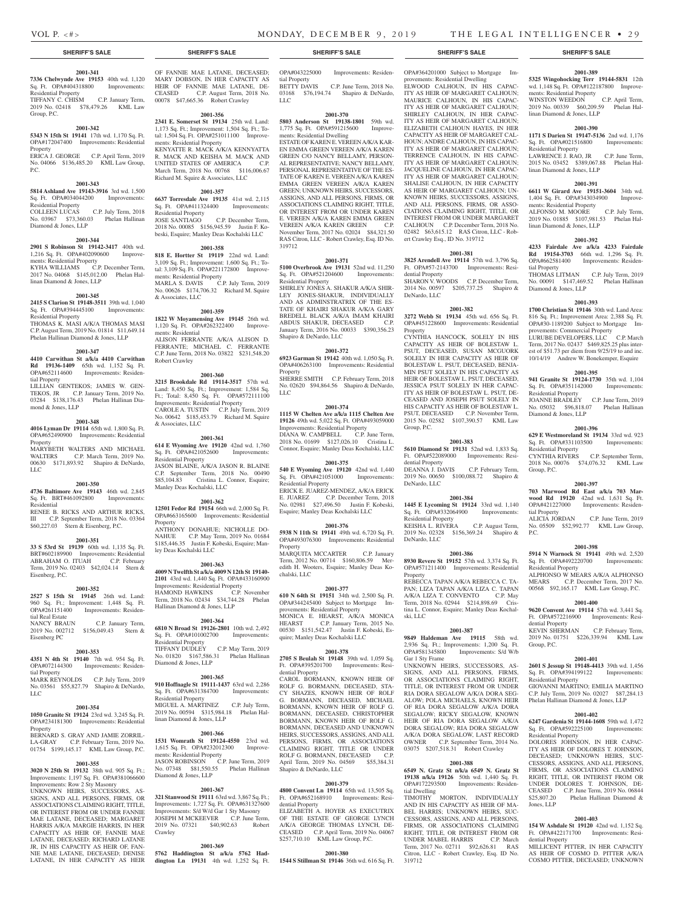## SHERIFF'S SALE

**2001-341**

**7336 Chelwynde Ave 19153** 40th wd. 1,120 Sq. Ft. OPA#404318800 Improvements: Residential Property
TIFFANY C. CHISM C.P. January Term, 2019 No. 02418 $78,479.26 KML Law Group, P.C.

**2001-342**

**5343 N 15th St 19141** 17th wd. 1,170 Sq. Ft. OPA#172047400 Improvements: Residential Property
ERICA J. GEORGE C.P. April Term, 2019 No. 04066 $136,485.20 KML Law Group, P.C.

**2001-343**

**5814 Ashland Ave 19143-3916** 3rd wd. 1,500 Sq. Ft. OPA#034044200 Improvements: Residential Property
COLLEEN LUCAS C.P. July Term, 2018 No. 03967 $73,360.03 Phelan Hallinan Diamond & Jones, LLP

**2001-344**

**2901 S Robinson St 19142-3417** 40th wd. 1,216 Sq. Ft. OPA#402090600 Improvements: Residential Property
KYHA WILLIAMS C.P. December Term, 2017 No. 04068 $145,012.00 Phelan Hallinan Diamond & Jones, LLP

**2001-345**

**2415 S Clarion St 19148-3511** 39th wd. 1,040 Sq. Ft. OPA#394445100 Improvements: Residential Property
THOMAS K. MASI A/K/A THOMAS MASI C.P. August Term, 2019 No. 01814 $11,649.14 Phelan Hallinan Diamond & Jones, LLP

**2001-347**

**4410 Carwithan St a/k/a 4410 Carwithan Rd 19136-1409** 65th wd. 1,152 Sq. Ft. OPA#652114600 Improvements: Residential Property
LILLIAN GENTEKOS; JAMES W. GENTEKOS, JR C.P. January Term, 2019 No. 03284 $138,176.43 Phelan Hallinan Diamond & Jones, LLP

**2001-348**

**4016 Lyman Dr 19114** 65th wd. 1,800 Sq. Ft. OPA#652490900 Improvements: Residential Property
MARYBETH WALTERS AND MICHAEL WALTERS C.P. March Term, 2019 No. 00630 $171,893.92 Shapiro & DeNardo, LLC

**2001-350**

**4736 Baltimore Ave 19143** 46th wd. 2,845 Sq. Ft. BRT#461092800 Improvements: Residential
RENEE B. RICKS AND ARTHUR RICKS, III C.P. September Term, 2018 No. 03364 $60,227.03 Stern & Eisenberg, P.C.

**2001-351**

**33 S 53rd St 19139** 60th wd. 1,135 Sq. Ft. BRT#602189900 Improvements: Residential
ABRAHAM O. ITUAH C.P. February Term, 2019 No. 02403 $42,024.14 Stern & Eisenberg, P.C.

**2001-352**

**2527 S 15th St 19145** 26th wd. Land: 960 Sq. Ft.; Improvement: 1,448 Sq. Ft. OPA#261151400 Improvements: Residential Real Estate
NANCY BRAUN C.P. January Term, 2019 No. 002712 $156,049.43 Stern & Eisenberg PC

**2001-353**

**4351 N 4th St 19140** 7th wd. 954 Sq. Ft. OPA#072144300 Improvements: Residential Property
MARK REYNOLDS C.P. July Term, 2019 No. 03561 $55,827.79 Shapiro & DeNardo, LLC

**2001-354**

**1050 Granite St 19124** 23rd wd. 3,245 Sq. Ft. OPA#234181300 Improvements: Residential Property
BERNARD S. GRAY AND JAMIE ZORRILLA-GRAY C.P. February Term, 2019 No. 01754 $199,145.17 KML Law Group, P.C.

**2001-355**

**3020 N 25th St 19132** 38th wd. 905 Sq. Ft.; Improvements: 1,197 Sq. Ft. OPA#381066600 Improvements: Row 2 Sty Masonry
UNKNOWN HEIRS, SUCCESSORS, ASSIGNS, AND ALL PERSONS, FIRMS, OR ASSOCIATIONS CLAIMING RIGHT, TITLE, OR INTEREST FROM OR UNDER FANNIE MAE LATANE, DECEASED; MARGARET HARRIS A/K/A MARGIE HARRIS, IN HER CAPACITY AS HEIR OF, FANNIE MAE LATANE, DECEASED; RICHARD LATANE JR, IN HIS CAPACITY AS HEIR OF, FANNIE MAE LATANE, DECEASED; DENISE LATANE, IN HER CAPACITY AS HEIR OF FANNIE MAE LATANE, DECEASED; MARY DOBSON, IN HER CAPACITY AS HEIR OF FANNIE MAE LATANE, DECEASED C.P. August Term, 2018 No. 00078 $47,665.36 Robert Crawley

**2001-356**

**2341 E. Somerset St 19134** 25th wd. Land: 1,173 Sq. Ft.; Improvement: 1,504 Sq. Ft.; Total: 1,504 Sq. Ft. OPA#251011100 Improvements: Residential Property
KENYATTE R. MACK A/K/A KENNYATTA R. MACK AND KEISHA M. MACK AND UNITED STATES OF AMERICA C.P. March Term, 2018 No. 00768 $116,006.67 Richard M. Squire & Associates, LLC

**2001-357**

**6637 Torresdale Ave 19135** 41st wd. 2,115 Sq. Ft. OPA#411324400 Improvements: Residential Property
JOSE SANTIAGO C.P. December Term, 2018 No. 00085 $156,945.59 Justin F. Kobeski, Esquire; Manley Deas Kochalski LLC

**2001-358**

**818 E. Hortter St 19119** 22nd wd. Land: 3,109 Sq. Ft.; Improvement: 1,600 Sq. Ft.; Total: 3,109 Sq. Ft. OPA#221172800 Improvements: Residential Property
MARLA S. DAVIS C.P. July Term, 2019 No. 00626 $174,706.32 Richard M. Squire & Associates, LLC

**2001-359**

**1822 W Moyamensing Ave 19145** 26th wd. 1,120 Sq. Ft. OPA#262322400 Improvements: Residential
ALISON FERRANTE A/K/A ALISON D. FERRANTE; MICHAEL C. FERRANTE C.P. June Term, 2018 No. 03822 $231,548.20 Robert Crawley

**2001-360**

**3215 Brookdale Rd 19114-3517** 57th wd. Land: 8,450 Sq. Ft.; Improvement: 1,584 Sq. Ft.; Total: 8,450 Sq. Ft. OPA#572111100 Improvements: Residential Property
CAROLE A. TUSTIN C.P. July Term, 2019 No. 00642 $185,453.79 Richard M. Squire & Associates, LLC

**2001-361**

**614 E Wyoming Ave 19120** 42nd wd. 1,760 Sq. Ft. OPA#421052600 Improvements: Residential Property
JASON BLAINE, A/K/A JASON R. BLAINE C.P. September Term, 2018 No. 00490 $85,104.83 Cristina L. Connor, Esquire; Manley Deas Kochalski LLC

**2001-362**

**12501 Fedor Rd 19154** 66th wd. 2,000 Sq. Ft. OPA#663165600 Improvements: Residential Property
ANTHONY DONAHUE; NICHOLLE DONAHUE C.P. May Term, 2019 No. 01684 $185,446.35 Justin F. Kobeski, Esquire; Manley Deas Kochalski LLC

**2001-363**

**4009 N Twelfth St a/k/a 4009 N 12th St 19140-2101** 43rd wd. 1,440 Sq. Ft. OPA#433160900 Improvements: Residential Property
HAMOND HAWKINS C.P. November Term, 2018 No. 02434 $34,744.28 Phelan Hallinan Diamond & Jones, LLP

**2001-364**

**6810 N Broad St 19126-2801** 10th wd. 2,492 Sq. Ft. OPA#101002700 Improvements: Residential Property
TIFFANY DUDLEY C.P. May Term, 2019 No. 01820 $167,586.31 Phelan Hallinan Diamond & Jones, LLP

**2001-365**

**910 Hoffnagle St 19111-1437** 63rd wd. 2,286 Sq. Ft. OPA#631384700 Improvements: Residential Property
MIGUEL A. MARTINEZ C.P. July Term, 2019 No. 00594 $315,984.18 Phelan Hallinan Diamond & Jones, LLP

**2001-366**

**1531 Womrath St 19124-4550** 23rd wd. 1,615 Sq. Ft. OPA#232012300 Improvements: Residential Property
JASON ROBINSON C.P. June Term, 2019 No. 07348 $81,550.55 Phelan Hallinan Diamond & Jones, LLP

**2001-367**

**321 Stanwood St 19111** 63rd wd. 3,867 Sq. Ft.; Improvements: 1,727 Sq. Ft. OPA#631327600 Improvements: S/d W/d Gar 1 Sty Masonry
JOSEPH M MCKEEVER C.P. June Term, 2019 No. 07321 $40,902.63 Robert Crawley

**2001-369**

**5762 Haddington St a/k/a 5762 Haddington Ln 19131** 4th wd. 1,252 Sq. Ft. OPA#043225000 Improvements: Residential Property
BETTY DAVIS C.P. June Term, 2018 No. 03168 $76,194.74 Shapiro & DeNardo, LLC

**2001-370**

**5803 Anderson St 19138-1801** 59th wd. 1,775 Sq. Ft. OPA#591215600 Improvements: Residential Dwelling
ESTATE OF KAREN E. VEREEN A/K/A KAREN EMMA GREEN VEREEN A/K/A KAREN GREEN C/O NANCY BELLAMY, PERSONAL REPRESENTATIVE; NANCY BELLAMY, PERSONAL REPRESENTATIVE OF THE ESTATE OF KAREN E. VEREEN A/K/A KAREN EMMA GREEN VEREEN A/K/A KAREN GREEN; UNKNOWN HEIRS, SUCCESSORS, ASSIGNS, AND ALL PERSONS, FIRMS, OR ASSOCIATIONS CLAIMING RIGHT, TITLE, OR INTEREST FROM OR UNDER KAREN E. VEREEN A/K/A KAREN EMMA GREEN VEREEN A/K/A KAREN GREEN C.P. November Term, 2017 No. 02024 $84,321.50 RAS Citron, LLC - Robert Crawley, Esq. ID No. 319712

**2001-371**

**5100 Overbrook Ave 19131** 52nd wd. 11,250 Sq. Ft. OPA#521204600 Improvements: Residential Property
SHIRLEY JONES A. SHAKUR A/K/A SHIRLEY JONES-SHAKUR, INDIVIDUALLY AND AS ADMINSTRATRIX OF THE ESTATE OF KHAIRI SHAKUR A/K/A GARY BREDELL BLACK A/K/A IMAM KHAIRI ABDUS SHAKUR, DECEASED C.P. January Term, 2016 No. 00033 $390,356.23 Shapiro & DeNardo, LLC

**2001-372**

**6923 Garman St 19142** 40th wd. 1,050 Sq. Ft. OPA#406263100 Improvements: Residential Property
SHERRE SMITH C.P. February Term, 2018 No. 02620 $94,864.56 Shapiro & DeNardo, LLC

**2001-374**

**1115 W Chelten Ave a/k/a 1115 Chelten Ave 19126** 49th wd. 5,022 Sq. Ft. OPA#493059000 Improvements: Residential Property
DIANA W. CAMPBELL C.P. June Term, 2018 No. 01699 $127,026.10 Cristina L. Connor, Esquire; Manley Deas Kochalski, LLC

**2001-375**

**540 E Wyoming Ave 19120** 42nd wd. 1,440 Sq. Ft. OPA#421051000 Improvements: Residential Property
ERICK E. JUAREZ-MENDEZ, A/K/A ERICK E. JUAREZ C.P. December Term, 2018 No. 02981 $27,496.50 Justin F. Kobeski, Esquire; Manley Deas Kochalski LLC

**2001-376**

**5938 N 11th St 19141** 49th wd. 6,720 Sq. Ft. OPA#493076300 Improvements: Residential Property
MARQUITA MCCARTER C.P. January Term, 2012 No. 00714 $160,806.59 Meredith H. Wooters, Esquire; Manley Deas Kochalski, LLC

**2001-377**

**610 N 64th St 19151** 34th wd. 2,500 Sq. Ft. OPA#344245400 Subject to Mortgage Improvements: Residential Property
MONICA E. HEARST, A/K/A MONICA HEARST C.P. January Term, 2015 No. 00530 $151,542.47 Justin F. Kobeski, Esquire; Manley Deas Kochalski LLC

**2001-378**

**2705 S Beulah St 19148** 39th wd. 1,059 Sq. Ft. OPA#395201700 Improvements: Residential Property
CAROL BORMANN, KNOWN HEIR OF ROLF G. BORMANN, DECEASED, STACY SHAZES, KNOWN HEIR OF ROLF G. BORMANN, DECEASED, MICHAEL BORMANN, KNOWN HEIR OF ROLF G. BORMANN, DECEASED, CHRISTOPHER BORMANN, KNOWN HEIR OF ROLF G. BORMANN, DECEASED AND UNKNOWN HEIRS, SUCCESSORS, ASSIGNS, AND ALL PERSONS, FIRMS, OR ASSOCIATIONS CLAIMING RIGHT, TITLE OR UNDER ROLF G. BORMANN, DECEASED C.P. April Term, 2019 No. 04569 $55,384.31 Shapiro & DeNardo, LLC

**2001-379**

**4800 Convent Ln 19114** 65th wd. 13,505 Sq. Ft. OPA#652168910 Improvements: Residential Property
ELIZABETH A. HOYER AS EXECUTRIX OF THE ESTATE OF GEORGE LYNCH A/K/A GEORGE THOMAS LYNCH, DECEASED C.P. April Term, 2019 No. 04067 $257,710.10 KML Law Group, P.C.

**2001-380**

**1544 S Stillman St 19146** 36th wd. 616 Sq. Ft. OPA#364201000 Subject to Mortgage Improvements: Residential Dwelling
ELWOOD CALHOUN, IN HIS CAPACITY AS HEIR OF MARGARET CALHOUN; MAURICE CALHOUN, IN HIS CAPACITY AS HEIR OF MARGARET CALHOUN; SHIRLEY CALHOUN, IN HER CAPACITY AS HEIR OF MARGARET CALHOUN; ELIZABETH CALHOUN HAYES, IN HER CAPACITY AS HEIR OF MARGARET CALHOUN; ANDRE CALHOUN, IN HIS CAPACITY AS HEIR OF MARGARET CALHOUN; TERRENCE CALHOUN, IN HIS CAPACITY AS HEIR OF MARGARET CALHOUN; JACQUELINE CALHOUN, IN HER CAPACITY AS HEIR OF MARGARET CALHOUN; SHALISE CALHOUN, IN HER CAPACITY AS HEIR OF MARGARET CALHOUN; UNKNOWN HEIRS, SUCCESSORS, ASSIGNS, AND ALL PERSONS, FIRMS, OR ASSOCIATIONS CLAIMING RIGHT, TITLE, OR INTEREST FROM OR UNDER MARGARET CALHOUN C.P. December Term, 2018 No. 02482 $63,615.12 RAS Citron, LLC - Robert Crawley Esq., ID No. 319712

**2001-381**

**3825 Arendell Ave 19114** 57th wd. 3,796 Sq. Ft. OPA#57-2143700 Improvements: Residential Property
SHARON V. WOODS C.P. December Term, 2014 No. 00597 $205,737.25 Shapiro & DeNardo, LLC

**2001-382**

**3272 Webb St 19134** 45th wd. 656 Sq. Ft. OPA#451228600 Improvements: Residential Property
CYNTHIA HANCOCK, SOLELY IN HIS CAPACITY AS HEIR OF BOLESTAW L. PSUT, DECEASED, SUSAN MCGUORK SOLELY IN HER CAPACITY AS HEIR OF BOLESTAW L. PSUT, DECEASED, BENJAMIN PSUT SOLELY IN HIS CAPACITY AS HEIR OF BOLESTAW L. PSUT, DECEASED, JESSICA PSUT SOLELY IN HER CAPACITY AS HEIR OF BOLESTAW L. PSUT, DECEASED AND JOSEPH PSUT SOLELY IN HIS CAPACITY AS HEIR OF BOLESTAW L. PSUT, DECEASED C.P. November Term, 2015 No. 02582 $107,390.57 KML Law Group, P.C.

**2001-383**

**5610 Diamond St 19131** 52nd wd. 1,833 Sq. Ft. OPA#522089000 Improvements: Residential Property
DEANNA J. DAVIS C.P. February Term, 2019 No. 00650 $100,088.72 Shapiro & DeNardo, LLC

**2001-384**

**1445 E Lycoming St 19124** 33rd wd. 1,140 Sq. Ft. OPA#332064900 Improvements: Residential Property
KEISHA L. RIVERA C.P. August Term, 2019 No. 02328 $156,369.24 Shapiro & DeNardo, LLC

**2001-386**

**8930 Revere St 19152** 57th wd. 3,374 Sq. Ft. OPA#571211400 Improvements: Residential Property
REBECCA TAPAN A/K/A REBECCA C. TAPAN; LIZA TAPAN A/K/A LIZA C. TAPAN A/K/A LIZA T. CONVENTO C.P. May Term, 2018 No. 02944 $214,898.69 Cristina L. Connor, Esquire; Manley Deas Kochalski, LLC

**2001-387**

**9849 Haldeman Ave 19115** 58th wd. 2,936 Sq. Ft.; Improvements: 1,200 Sq. Ft. OPA#581345800 Improvements: S/d W/b Gar 1 Sty Frame
UNKNOWN HEIRS, SUCCESSORS, ASSIGNS, AND ALL PERSONS, FIRMS, OR ASSOCIATIONS CLAIMING RIGHT, TITLE, OR INTEREST FROM OR UNDER RIA DORA SEGALOW A/K/A DORA SEGALOW; POLA MICHAELS, KNOWN HEIR OF RIA DORA SEGALOW A/K/A DORA SEGALOW; RICKY SEGALOW, KNOWN HEIR OF RIA DORA SEGALOW A/K/A DORA SEGALOW; RIA DORA SEGALOW A/K/A DORA SEGALOW, LAST RECORD OWNER C.P. September Term, 2014 No. 03075 $207,518.31 Robert Crawley

**2001-388**

**6549 N. Gratz St n/k/a 6549 N. Gratz St 19138 n/k/a 19126** 50th wd. 1,440 Sq. Ft. OPA#172293500 Improvements: Residential Dwelling
TIMOTHY MORTON, INDIVIDUALLY AND IN HIS CAPACITY AS HEIR OF MABEL HARRIS; UNKNOWN HEIRS, SUCCESSORS, ASSIGNS, AND ALL PERSONS, FIRMS, OR ASSOCIATIONS CLAIMING RIGHT, TITLE, OR INTEREST FROM OR UNDER MABEL HARRIS C.P. March Term, 2017 No. 02711 $92,626.81 RAS Citron, LLC - Robert Crawley, Esq. ID No. 319712

**2001-389**

**5325 Wingohocking Terr 19144-5831** 12th wd. 1,148 Sq. Ft. OPA#122187800 Improvements: Residential Property
WINSTON WEEDON C.P. April Term, 2019 No. 00339 $60,209.59 Phelan Hallinan Diamond & Jones, LLP

**2001-390**

**1171 S Darien St 19147-5136** 2nd wd. 1,176 Sq. Ft. OPA#021516800 Improvements: Residential Property
LAWRENCE J. RAO, JR C.P. June Term, 2015 No. 03452 $389,067.88 Phelan Hallinan Diamond & Jones, LLP

**2001-391**

**6611 W Girard Ave 19151-3604** 34th wd. 1,404 Sq. Ft. OPA#343034900 Improvements: Residential Property
ALFONSO M. MOORE C.P. July Term, 2019 No. 01885 $107,981.53 Phelan Hallinan Diamond & Jones, LLP

**2001-392**

**4233 Fairdale Ave a/k/a 4233 Fairdale Rd 19154-3703** 66th wd. 1,296 Sq. Ft. OPA#662581400 Improvements: Residential Property
THOMAS LITMAN C.P. July Term, 2019 No. 00091 $147,469.52 Phelan Hallinan Diamond & Jones, LLP

**2001-393**

**1700 Christian St 19146** 30th wd. Land Area: 816 Sq. Ft.; Improvement Area: 2,388 Sq. Ft. OPA#30-1189200 Subject to Mortgage Improvements: Commercial Property
LURUBE DEVELOPERS, LLC C.P. March Term, 2017 No. 02437 $469,825.25 plus interest of $51.73 per diem from 9/25/19 to and inc. 10/14/19 Andrew W. Bonekemper, Esquire

**2001-395**

**941 Granite St 19124-1730** 35th wd. 1,104 Sq. Ft. OPA#351142000 Improvements: Residential Property
JOANNE BRADLEY C.P. June Term, 2019 No. 05032 $96,818.07 Phelan Hallinan Diamond & Jones, LLP

**2001-396**

**629 E Westmoreland St 19134** 33rd wd. 923 Sq. Ft. OPA#331103500 Improvements: Residential Property
CYNTHIA RIVERS C.P. September Term, 2018 No. 00076 $74,076.32 KML Law Group, P.C.

**2001-397**

**703 Marwood Rd East a/k/a 703 Marwood Rd 19120** 42nd wd. 1,631 Sq. Ft. OPA#421227000 Improvements: Residential Property
ALICIA JORDAN C.P. June Term, 2019 No. 05509 $52,992.77 KML Law Group, P.C.

**2001-398**

**5914 N Warnock St 19141** 49th wd. 2,520 Sq. Ft. OPA#492220700 Improvements: Residential Property
ALPHONSO W MEARS A/K/A ALPHONSO MEARS C.P. December Term, 2017 No. 00568 $92,165.17 KML Law Group, P.C.

**2001-400**

**9620 Convent Ave 19114** 57th wd. 3,441 Sq. Ft. OPA#572216900 Improvements: Residential Property
KEVIN SHERMAN C.P. February Term, 2019 No. 01751 $226,339.94 KML Law Group, P.C.

**2001-401**

**2601 S Jessup St 19148-4413** 39th wd. 1,456 Sq. Ft. OPA#394199122 Improvements: Residential Property
GIOVANNI MARTINO; EMILIA MARTINO C.P. July Term, 2019 No. 02027 $87,284.13 Phelan Hallinan Diamond & Jones, LLP

**2001-402**

**6247 Gardenia St 19144-1608** 59th wd. 1,472 Sq. Ft. OPA#592225100 Improvements: Residential Property
DOLORES JOHNSON, IN HER CAPACITY AS HEIR OF DOLORES T. JOHNSON, DECEASED; UNKNOWN HEIRS, SUCCESSORS, ASSIGNS, AND ALL PERSONS, FIRMS, OR ASSOCIATIONS CLAIMING RIGHT, TITLE, OR INTEREST FROM OR UNDER DOLORES T. JOHNSON, DECEASED C.P. June Term, 2019 No. 06844 $25,807.20 Phelan Hallinan Diamond & Jones, LLP

**2001-403**

**154 W Ashdale St 19120** 42nd wd. 1,152 Sq. Ft. OPA#422171700 Improvements: Residential Property
MILLICENT PITTER, IN HER CAPACITY AS HEIR OF COSMO D. PITTER A/K/A COSMO PITTER, DECEASED; UNKNOWN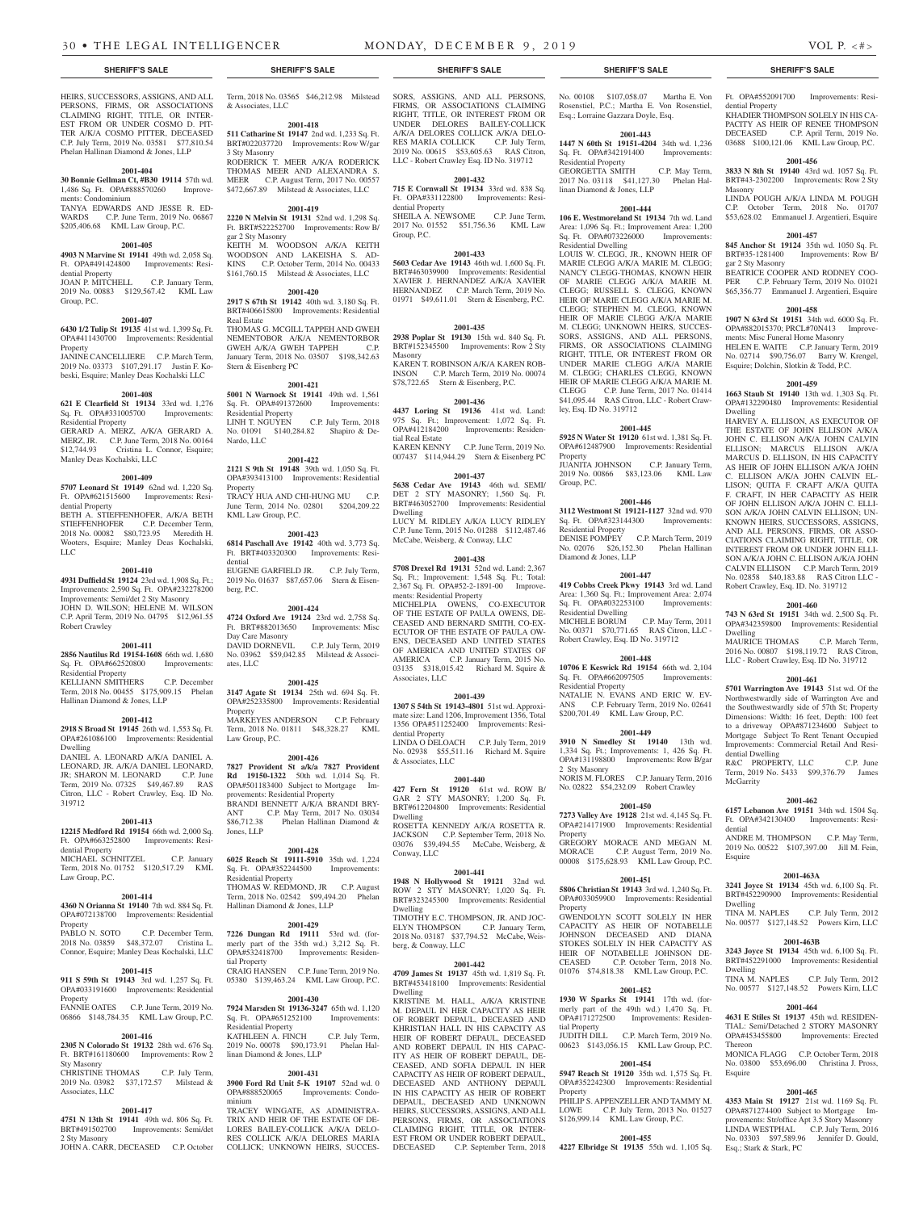**SHERIFF'S SALE**

HEIRS, SUCCESSORS, ASSIGNS, AND ALL PERSONS, FIRMS, OR ASSOCIATIONS CLAIMING RIGHT, TITLE, OR INTEREST FROM OR UNDER COSMO D. PITTER A/K/A COSMO PITTER, DECEASED C.P. July Term, 2019 No. 03581 $77,810.54 Phelan Hallinan Diamond & Jones, LLP

**2001-404**

**30 Bonnie Gellman Ct, #B30 19114** 57th wd. 1,486 Sq. Ft. OPA#888570260 Improvements: Condominium

TANYA EDWARDS AND JESSE R. EDWARDS C.P. June Term, 2019 No. 06867 $205,406.68 KML Law Group, P.C.

**2001-405**

**4903 N Marvine St 19141** 49th wd. 2,058 Sq. Ft. OPA#491424800 Improvements: Residential Property

JOAN P. MITCHELL C.P. January Term, 2019 No. 00883 $129,567.42 KML Law Group, P.C.

**2001-407**

**6430 1/2 Tulip St 19135** 41st wd. 1,399 Sq. Ft. OPA#411430700 Improvements: Residential Property

JANINE CANCELLIERE C.P. March Term, 2019 No. 03373 $107,291.17 Justin F. Kobeski, Esquire; Manley Deas Kochalski LLC

**2001-408**

**621 E Clearfield St 19134** 33rd wd. 1,276 Sq. Ft. OPA#331005700 Improvements: Residential Property

GERARD A. MERZ, A/K/A GERARD A. MERZ, JR. C.P. June Term, 2018 No. 00164 $12,744.93 Cristina L. Connor, Esquire; Manley Deas Kochalski, LLC

**2001-409**

**5707 Leonard St 19149** 62nd wd. 1,220 Sq. Ft. OPA#621515600 Improvements: Residential Property

BETH A. STIEFFENHOFER, A/K/A BETH STIEFFENHOFER C.P. December Term, 2018 No. 00082 $80,723.95 Meredith H. Wooters, Esquire; Manley Deas Kochalski, LLC

**2001-410**

**4931 Duffield St 19124** 23rd wd. 1,908 Sq. Ft.; Improvements: 2,590 Sq. Ft. OPA#232278200 Improvements: Semi/det 2 Sty Masonry

JOHN D. WILSON; HELENE M. WILSON C.P. April Term, 2019 No. 04795 $12,961.55 Robert Crawley

**2001-411**

**2856 Nautilus Rd 19154-1608** 66th wd. 1,680 Sq. Ft. OPA#662520800 Improvements: Residential Property

KELLIANN SMITHERS C.P. December Term, 2018 No. 00455 $175,909.15 Phelan Hallinan Diamond & Jones, LLP

**2001-412**

**2918 S Broad St 19145** 26th wd. 1,553 Sq. Ft. OPA#261086100 Improvements: Residential Dwelling

DANIEL A. LEONARD A/K/A DANIEL A. LEONARD, JR. A/K/A DANIEL LEONARD, JR; SHARON M. LEONARD C.P. June Term, 2019 No. 07325 $49,467.89 RAS Citron, LLC - Robert Crawley, Esq. ID No. 319712

**2001-413**

**12215 Medford Rd 19154** 66th wd. 2,000 Sq. Ft. OPA#663252800 Improvements: Residential Property

MICHAEL SCHNITZEL C.P. January Term, 2018 No. 01752 $120,517.29 KML Law Group, P.C.

**2001-414**

**4360 N Orianna St 19140** 7th wd. 884 Sq. Ft. OPA#072138700 Improvements: Residential Property

PABLO N. SOTO C.P. December Term, 2018 No. 03859 $48,372.07 Cristina L. Connor, Esquire; Manley Deas Kochalski, LLC

**2001-415**

**911 S 59th St 19143** 3rd wd. 1,257 Sq. Ft. OPA#033191600 Improvements: Residential Property

FANNIE OATES C.P. June Term, 2019 No. 06866 $148,784.35 KML Law Group, P.C.

**2001-416**

**2305 N Colorado St 19132** 28th wd. 676 Sq. Ft. BRT#161180600 Improvements: Row 2 Sty Masonry

CHRISTINE THOMAS C.P. July Term, 2019 No. 03982 $37,172.57 Milstead & Associates, LLC

**2001-417**

**4751 N 13th St 19141** 49th wd. 806 Sq. Ft. BRT#491502700 Improvements: Semi/det 2 Sty Masonry

JOHN A. CARR, DECEASED C.P. October Term, 2018 No. 03565 $46,212.98 Milstead & Associates, LLC

**2001-418**

**511 Catharine St 19147** 2nd wd. 1,233 Sq. Ft. BRT#022037720 Improvements: Row W/gar 3 Sty Masonry

RODERICK T. MEER A/K/A RODERICK THOMAS MEER AND ALEXANDRA S. MEER C.P. August Term, 2017 No. 00557 $472,667.89 Milstead & Associates, LLC

**2001-419**

**2220 N Melvin St 19131** 52nd wd. 1,298 Sq. Ft. BRT#522252700 Improvements: Row B/gar 2 Sty Masonry

KEITH M. WOODSON A/K/A KEITH WOODSON AND LAKEISHA S. ADKINS C.P. October Term, 2014 No. 00433 $161,760.15 Milstead & Associates, LLC

**2001-420**

**2917 S 67th St 19142** 40th wd. 3,180 Sq. Ft. BRT#406615800 Improvements: Residential Real Estate

THOMAS G. MCGILL TAPPEH AND GWEH NEMENTOBOR A/K/A NEMENTORBOR GWEH A/K/A GWEH TAPPEH C.P. January Term, 2018 No. 03507 $198,342.63 Stern & Eisenberg PC

**2001-421**

**5001 N Warnock St 19141** 49th wd. 1,561 Sq. Ft. OPA#491372600 Improvements: Residential Property

LINH T. NGUYEN C.P. July Term, 2018 No. 01091 $140,284.82 Shapiro & DeNardo, LLC

**2001-422**

**2121 S 9th St 19148** 39th wd. 1,050 Sq. Ft. OPA#393413100 Improvements: Residential Property

TRACY HUA AND CHI-HUNG MU C.P. June Term, 2014 No. 02801 $204,209.22 KML Law Group, P.C.

**2001-423**

**6814 Paschall Ave 19142** 40th wd. 3,773 Sq. Ft. BRT#403320300 Improvements: Residential

EUGENE GARFIELD JR. C.P. July Term, 2019 No. 01637 $87,657.06 Stern & Eisenberg, P.C.

**2001-424**

**4724 Oxford Ave 19124** 23rd wd. 2,758 Sq. Ft. BRT#882013650 Improvements: Misc Day Care Masonry

DAVID DORNEVIL C.P. July Term, 2019 No. 03962 $59,042.85 Milstead & Associates, LLC

**2001-425**

**3147 Agate St 19134** 25th wd. 694 Sq. Ft. OPA#252335800 Improvements: Residential Property

MARKEYES ANDERSON C.P. February Term, 2018 No. 01811 $48,328.27 KML Law Group, P.C.

**2001-426**

**7827 Provident St a/k/a 7827 Provident Rd 19150-1322** 50th wd. 1,014 Sq. Ft. OPA#501183400 Subject to Mortgage Improvements: Residential Property

BRANDI BENNETT A/K/A BRANDI BRYANT C.P. May Term, 2017 No. 03034 $86,712.38 Phelan Hallinan Diamond & Jones, LLP

**2001-428**

**6025 Reach St 19111-5910** 35th wd. 1,224 Sq. Ft. OPA#352244500 Improvements: Residential Property

THOMAS W. REDMOND, JR C.P. August Term, 2018 No. 02542 $99,494.20 Phelan Hallinan Diamond & Jones, LLP

**2001-429**

**7226 Dungan Rd 19111** 53rd wd. (formerly part of the 35th wd.) 3,212 Sq. Ft. OPA#532418700 Improvements: Residential Property

CRAIG HANSEN C.P. June Term, 2019 No. 05380 $139,463.24 KML Law Group, P.C.

**2001-430**

**7924 Marsden St 19136-3247** 65th wd. 1,120 Sq. Ft. OPA#651252100 Improvements: Residential Property

KATHLEEN A. FINCH C.P. July Term, 2019 No. 00078 $90,173.91 Phelan Hallinan Diamond & Jones, LLP

**2001-431**

**3900 Ford Rd Unit 5-K 19107** 52nd wd. 0 OPA#888520065 Improvements: Condominium

TRACEY WINGATE, AS ADMINISTRATRIX AND HEIR OF THE ESTATE OF DELORES BAILEY-COLLICK A/K/A DELORES COLLICK A/K/A DELORES MARIA COLLICK; UNKNOWN HEIRS, SUCCESSORS, ASSIGNS, AND ALL PERSONS, FIRMS, OR ASSOCIATIONS CLAIMING RIGHT, TITLE, OR INTEREST FROM OR UNDER DELORES BAILEY-COLLICK A/K/A DELORES COLLICK A/K/A DELORES MARIA COLLICK C.P. July Term, 2019 No. 00615 $53,605.63 RAS Citron, LLC - Robert Crawley Esq. ID No. 319712

**2001-432**

**715 E Cornwall St 19134** 33rd wd. 838 Sq. Ft. OPA#331122800 Improvements: Residential Property

SHEILA A. NEWSOME C.P. June Term, 2017 No. 01552 $51,756.36 KML Law Group, P.C.

**2001-433**

**5603 Cedar Ave 19143** 46th wd. 1,600 Sq. Ft. BRT#463039900 Improvements: Residential

XAVIER J. HERNANDEZ A/K/A XAVIER HERNANDEZ C.P. March Term, 2019 No. 01971 $49,611.01 Stern & Eisenberg, P.C.

**2001-435**

**2938 Poplar St 19130** 15th wd. 840 Sq. Ft. BRT#152345500 Improvements: Row 2 Sty Masonry

KAREN T. ROBINSON A/K/A KAREN ROBINSON C.P. March Term, 2019 No. 00074 $78,722.65 Stern & Eisenberg, P.C.

**2001-436**

**4437 Loring St 19136** 41st wd. Land: 975 Sq. Ft.; Improvement: 1,072 Sq. Ft. OPA#412184200 Improvements: Residential Real Estate

KAREN KENNY C.P. June Term, 2019 No. 007437 $114,944.29 Stern & Eisenberg PC

**2001-437**

**5638 Cedar Ave 19143** 46th wd. SEMI/DET 2 STY MASONRY; 1,560 Sq. Ft. BRT#463052700 Improvements: Residential Dwelling

LUCY M. RIDLEY A/K/A LUCY RIDLEY C.P. June Term, 2015 No. 01288 $112,487.46 McCabe, Weisberg, & Conway, LLC

**2001-438**

**5708 Drexel Rd 19131** 52nd wd. Land: 2,367 Sq. Ft.; Improvement: 1,548 Sq. Ft.; Total: 2,367 Sq. Ft. OPA#52-2-1891-00 Improvements: Residential Property

MICHELPIA OWENS, CO-EXECUTOR OF THE ESTATE OF PAULA OWENS, DECEASED AND BERNARD SMITH, CO-EXECUTOR OF THE ESTATE OF PAULA OWENS, DECEASED AND UNITED STATES OF AMERICA AND UNITED STATES OF AMERICA C.P. January Term, 2015 No. 03135 $318,015.42 Richard M. Squire & Associates, LLC

**2001-439**

**1307 S 54th St 19143-4801** 51st wd. Approximate size: Land 1206, Improvement 1356, Total 1356 OPA#511252400 Improvements: Residential Property

LINDA O DELOACH C.P. July Term, 2019 No. 02938 $55,511.16 Richard M. Squire & Associates, LLC

**2001-440**

**427 Fern St 19120** 61st wd. ROW B/GAR 2 STY MASONRY; 1,200 Sq. Ft. BRT#612204800 Improvements: Residential Dwelling

ROSETTA KENNEDY A/K/A ROSETTA R. JACKSON C.P. September Term, 2018 No. 03076 $39,494.55 McCabe, Weisberg, & Conway, LLC

**2001-441**

**1948 N Hollywood St 19121** 32nd wd. ROW 2 STY MASONRY; 1,020 Sq. Ft. BRT#323245300 Improvements: Residential Dwelling

TIMOTHY E.C. THOMPSON, JR. AND JOCELYN THOMPSON C.P. January Term, 2018 No. 03187 $37,794.52 McCabe, Weisberg, & Conway, LLC

**2001-442**

**4709 James St 19137** 45th wd. 1,819 Sq. Ft. BRT#453418100 Improvements: Residential Dwelling

KRISTINE M. HALL, A/K/A KRISTINE M. DEPAUL IN HER CAPACITY AS HEIR OF ROBERT DEPAUL, DECEASED AND KHRISTIAN HALL IN HIS CAPACITY AS HEIR OF ROBERT DEPAUL, DECEASED AND ROBERT DEPAUL IN HIS CAPACITY AS HEIR OF ROBERT DEPAUL, DECEASED, AND SOFIA DEPAUL IN HER CAPACITY AS HEIR OF ROBERT DEPAUL, DECEASED AND ANTHONY DEPAUL IN HIS CAPACITY AS HEIR OF ROBERT DEPAUL, DECEASED AND UNKNOWN HEIRS, SUCCESSORS, ASSIGNS, AND ALL PERSONS, FIRMS, OR ASSOCIATIONS CLAIMING RIGHT, TITLE, OR INTEREST FROM OR UNDER ROBERT DEPAUL, DECEASED C.P. September Term, 2018 No. 00108 $107,058.07 Martha E. Von Rosenstiel, P.C.; Martha E. Von Rosenstiel, Esq.; Lorraine Gazzara Doyle, Esq.

**2001-443**

**1447 N 60th St 19151-4204** 34th wd. 1,236 Sq. Ft. OPA#342191400 Improvements: Residential Property

GEORGETTA SMITH C.P. May Term, 2017 No. 03118 $41,127.30 Phelan Hallinan Diamond & Jones, LLP

**2001-444**

**106 E. Westmoreland St 19134** 7th wd. Land Area: 1,096 Sq. Ft.; Improvement Area: 1,200 Sq. Ft. OPA#073226000 Improvements: Residential Dwelling

LOUIS W. CLEGG, JR., KNOWN HEIR OF MARIE CLEGG A/K/A MARIE M. CLEGG; NANCY CLEGG-THOMAS, KNOWN HEIR OF MARIE CLEGG A/K/A MARIE M. CLEGG; RUSSELL S. CLEGG, KNOWN HEIR OF MARIE CLEGG A/K/A MARIE M. CLEGG; STEPHEN M. CLEGG, KNOWN HEIR OF MARIE CLEGG A/K/A MARIE M. CLEGG; UNKNOWN HEIRS, SUCCESSORS, ASSIGNS, AND ALL PERSONS, FIRMS, OR ASSOCIATIONS CLAIMING RIGHT, TITLE, OR INTEREST FROM OR UNDER MARIE CLEGG A/K/A MARIE M. CLEGG; CHARLES CLEGG, KNOWN HEIR OF MARIE CLEGG A/K/A MARIE M. CLEGG C.P. June Term, 2017 No. 01414 $41,095.44 RAS Citron, LLC - Robert Crawley, Esq. ID No. 319712

**2001-445**

**5925 N Water St 19120** 61st wd. 1,381 Sq. Ft. OPA#612487900 Improvements: Residential Property

JUANITA JOHNSON C.P. January Term, 2019 No. 00866 $83,123.06 KML Law Group, P.C.

**2001-446**

**3112 Westmont St 19121-1127** 32nd wd. 970 Sq. Ft. OPA#323144300 Improvements: Residential Property

DENISE POMPEY C.P. March Term, 2019 No. 02076 $26,152.30 Phelan Hallinan Diamond & Jones, LLP

**2001-447**

**419 Cobbs Creek Pkwy 19143** 3rd wd. Land Area: 1,360 Sq. Ft.; Improvement Area: 2,074 Sq. Ft. OPA#032253100 Improvements: Residential Dwelling

MICHELE BORUM C.P. May Term, 2011 No. 00371 $70,771.65 RAS Citron, LLC - Robert Crawley, Esq. ID No. 319712

**2001-448**

**10706 E Keswick Rd 19154** 66th wd. 2,104 Sq. Ft. OPA#662097505 Improvements: Residential Property

NATALIE N. EVANS AND ERIC W. EVANS C.P. February Term, 2019 No. 02641 $200,701.49 KML Law Group, P.C.

**2001-449**

**3910 N Smedley St 19140** 13th wd. 1,334 Sq. Ft.; Improvements: 1, 426 Sq. Ft. OPA#131198800 Improvements: Row B/gar 2 Sty Masonry

NORIS M. FLORES C.P. January Term, 2016 No. 02822 $54,232.09 Robert Crawley

**2001-450**

**7273 Valley Ave 19128** 21st wd. 4,145 Sq. Ft. OPA#214171900 Improvements: Residential Property

GREGORY MORACE AND MEGAN M. MORACE C.P. August Term, 2019 No. 00008 $175,628.93 KML Law Group, P.C.

**2001-451**

**5806 Christian St 19143** 3rd wd. 1,240 Sq. Ft. OPA#033059900 Improvements: Residential Property

GWENDOLYN SCOTT SOLELY IN HER CAPACITY AS HEIR OF NOTABELLE JOHNSON DECEASED AND DIANA STOKES SOLELY IN HER CAPACITY AS HEIR OF NOTABELLE JOHNSON DECEASED C.P. October Term, 2018 No. 01076 $74,818.38 KML Law Group, P.C.

**2001-452**

**1930 W Sparks St 19141** 17th wd. (formerly part of the 49th wd.) 1,470 Sq. Ft. OPA#171272500 Improvements: Residential Property

JUDITH DILL C.P. March Term, 2019 No. 00623 $143,056.15 KML Law Group, P.C.

**2001-454**

**5947 Reach St 19120** 35th wd. 1,575 Sq. Ft. OPA#352242300 Improvements: Residential Property

PHILIP S. APPENZELLER AND TAMMY M. LOWE C.P. July Term, 2013 No. 01527 $126,999.14 KML Law Group, P.C.

**2001-455**

**4227 Elbridge St 19135** 55th wd. 1,105 Sq. Ft. OPA#552091700 Improvements: Residential Property

KHADIER THOMPSON SOLELY IN HIS CAPACITY AS HEIR OF RENEE THOMPSON DECEASED C.P. April Term, 2019 No. 03688 $100,121.06 KML Law Group, P.C.

**2001-456**

**3833 N 8th St 19140** 43rd wd. 1057 Sq. Ft. BRT#43-2302200 Improvements: Row 2 Sty Masonry

LINDA POUGH A/K/A LINDA M. POUGH C.P. October Term, 2018 No. 01707 $53,628.02 Emmanuel J. Argentieri, Esquire

**2001-457**

**845 Anchor St 19124** 35th wd. 1050 Sq. Ft. BRT#35-1281400 Improvements: Row B/gar 2 Sty Masonry

BEATRICE COOPER AND RODNEY COOPER C.P. February Term, 2019 No. 01021 $65,356.77 Emmanuel J. Argentieri, Esquire

**2001-458**

**1907 N 63rd St 19151** 34th wd. 6000 Sq. Ft. OPA#882015370; PRCL#70N413 Improvements: Misc Funeral Home Masonry

HELEN E. WATTE C.P. January Term, 2019 No. 02714 $90,756.07 Barry W. Krengel, Esquire; Dolchin, Slotkin & Todd, P.C.

**2001-459**

**1663 Staub St 19140** 13th wd. 1,303 Sq. Ft. OPA#132290480 Improvements: Residential Dwelling

HARVEY A. ELLISON, AS EXECUTOR OF THE ESTATE OF JOHN ELLISON A/K/A JOHN C. ELLISON A/K/A JOHN CALVIN ELLISON; MARCUS ELLISON A/K/A MARCUS D. ELLISON, IN HIS CAPACITY AS HEIR OF JOHN ELLISON A/K/A JOHN C. ELLISON A/K/A JOHN CALVIN ELLISON; QUITA F. CRAFT A/K/A QUITA F. CRAFT, IN HER CAPACITY AS HEIR OF JOHN ELLISON A/K/A JOHN C. ELLISON A/K/A JOHN CALVIN ELLISON; UNKNOWN HEIRS, SUCCESSORS, ASSIGNS, AND ALL PERSONS, FIRMS, OR ASSOCIATIONS CLAIMING RIGHT, TITLE, OR INTEREST FROM OR UNDER JOHN ELLISON A/K/A JOHN C. ELLISON A/K/A JOHN CALVIN ELLISON C.P. March Term, 2019 No. 02858 $40,183.88 RAS Citron LLC - Robert Crawley, Esq. ID No. 319712

**2001-460**

**743 N 63rd St 19151** 34th wd. 2,500 Sq. Ft. OPA#342359800 Improvements: Residential Dwelling

MAURICE THOMAS C.P. March Term, 2016 No. 00807 $198,119.72 RAS Citron, LLC - Robert Crawley, Esq. ID No. 319712

**2001-461**

**5701 Warrington Ave 19143** 51st wd. Of the Northwestwardly side of Warrington Ave and the Southwestwardly side of 57th St; Property Dimensions: Width: 16 feet, Depth: 100 feet to a driveway OPA#871234600 Subject to Mortgage Subject To Rent Tenant Occupied Improvements: Commercial Retail And Residential Dwelling

R&C PROPERTY, LLC C.P. June Term, 2019 No. 5433 $99,376.79 James McGarrity

**2001-462**

**6157 Lebanon Ave 19151** 34th wd. 1504 Sq. Ft. OPA#342130400 Improvements: Residential

ANDRE M. THOMPSON C.P. May Term, 2019 No. 00522 $107,397.00 Jill M. Fein, Esquire

**2001-463A**

**3241 Joyce St 19134** 45th wd. 6,100 Sq. Ft. BRT#452290900 Improvements: Residential Dwelling

TINA M. NAPLES C.P. July Term, 2012 No. 00577 $127,148.52 Powers Kirn, LLC

**2001-463B**

**3243 Joyce St 19134** 45th wd. 6,100 Sq. Ft. BRT#452291000 Improvements: Residential Dwelling

TINA M. NAPLES C.P. July Term, 2012 No. 00577 $127,148.52 Powers Kirn, LLC

**2001-464**

**4631 E Stiles St 19137** 45th wd. RESIDENTIAL: Semi/Detached 2 STORY MASONRY OPA#453455800 Improvements: Erected Thereon

MONICA FLAGG C.P. October Term, 2018 No. 03800 $53,696.00 Christina J. Pross, Esquire

**2001-465**

**4353 Main St 19127** 21st wd. 1169 Sq. Ft. OPA#871274400 Subject to Mortgage Improvements: Str/office Apt 3.5 Story Masonry

LINDA WESTPHAL C.P. July Term, 2016 No. 03303 $97,589.96 Jennifer D. Gould, Esq.; Stark & Stark, PC